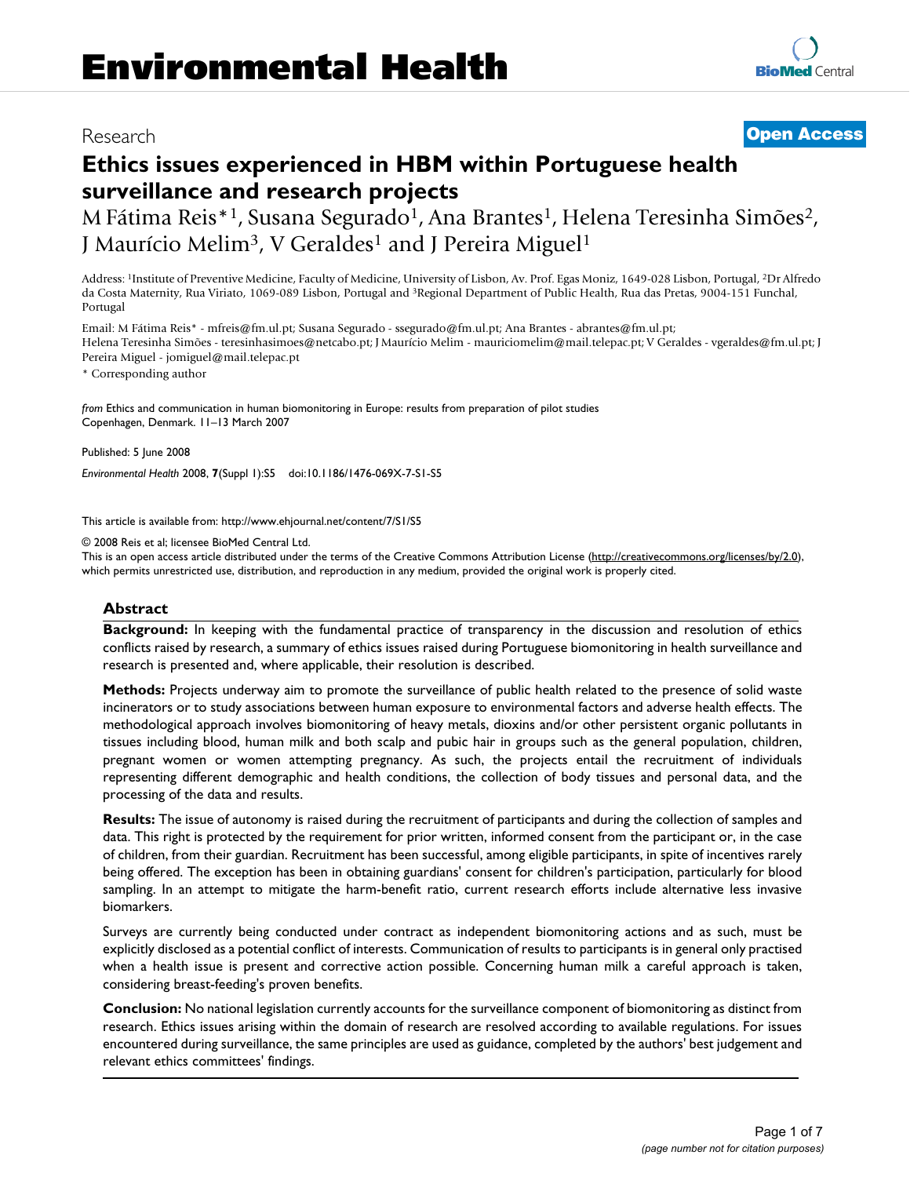Research

**Open Access**

# Ethics issues experienced in HBM within Portuguese health surveillance and research projects

M Fátima Reis*[1], Susana Segurado[1], Ana Brantes[1], Helena Teresinha Simões[2], J Maurício Melim[3], V Geraldes[1] and J Pereira Miguel[1]

Address: [1]Institute of Preventive Medicine, Faculty of Medicine, University of Lisbon, Av. Prof. Egas Moniz, 1649-028 Lisbon, Portugal, [2]Dr Alfredo da Costa Maternity, Rua Viriato, 1069-089 Lisbon, Portugal and [3]Regional Department of Public Health, Rua das Pretas, 9004-151 Funchal, Portugal

Email: M Fátima Reis* - mfreis@fm.ul.pt; Susana Segurado - ssegurado@fm.ul.pt; Ana Brantes - abrantes@fm.ul.pt; Helena Teresinha Simões - teresinhasimoes@netcabo.pt; J Maurício Melim - mauriciomelim@mail.telepac.pt; V Geraldes - vgeraldes@fm.ul.pt; J Pereira Miguel - jomiguel@mail.telepac.pt

* Corresponding author

*from* Ethics and communication in human biomonitoring in Europe: results from preparation of pilot studies
Copenhagen, Denmark. 11–13 March 2007

Published: 5 June 2008

*Environmental Health* 2008, **7**(Suppl 1):S5 doi:10.1186/1476-069X-7-S1-S5

This article is available from: http://www.ehjournal.net/content/7/S1/S5

© 2008 Reis et al; licensee BioMed Central Ltd.
This is an open access article distributed under the terms of the Creative Commons Attribution License (http://creativecommons.org/licenses/by/2.0), which permits unrestricted use, distribution, and reproduction in any medium, provided the original work is properly cited.

## Abstract

**Background:** In keeping with the fundamental practice of transparency in the discussion and resolution of ethics conflicts raised by research, a summary of ethics issues raised during Portuguese biomonitoring in health surveillance and research is presented and, where applicable, their resolution is described.

**Methods:** Projects underway aim to promote the surveillance of public health related to the presence of solid waste incinerators or to study associations between human exposure to environmental factors and adverse health effects. The methodological approach involves biomonitoring of heavy metals, dioxins and/or other persistent organic pollutants in tissues including blood, human milk and both scalp and pubic hair in groups such as the general population, children, pregnant women or women attempting pregnancy. As such, the projects entail the recruitment of individuals representing different demographic and health conditions, the collection of body tissues and personal data, and the processing of the data and results.

**Results:** The issue of autonomy is raised during the recruitment of participants and during the collection of samples and data. This right is protected by the requirement for prior written, informed consent from the participant or, in the case of children, from their guardian. Recruitment has been successful, among eligible participants, in spite of incentives rarely being offered. The exception has been in obtaining guardians' consent for children's participation, particularly for blood sampling. In an attempt to mitigate the harm-benefit ratio, current research efforts include alternative less invasive biomarkers.

Surveys are currently being conducted under contract as independent biomonitoring actions and as such, must be explicitly disclosed as a potential conflict of interests. Communication of results to participants is in general only practised when a health issue is present and corrective action possible. Concerning human milk a careful approach is taken, considering breast-feeding's proven benefits.

**Conclusion:** No national legislation currently accounts for the surveillance component of biomonitoring as distinct from research. Ethics issues arising within the domain of research are resolved according to available regulations. For issues encountered during surveillance, the same principles are used as guidance, completed by the authors' best judgement and relevant ethics committees' findings.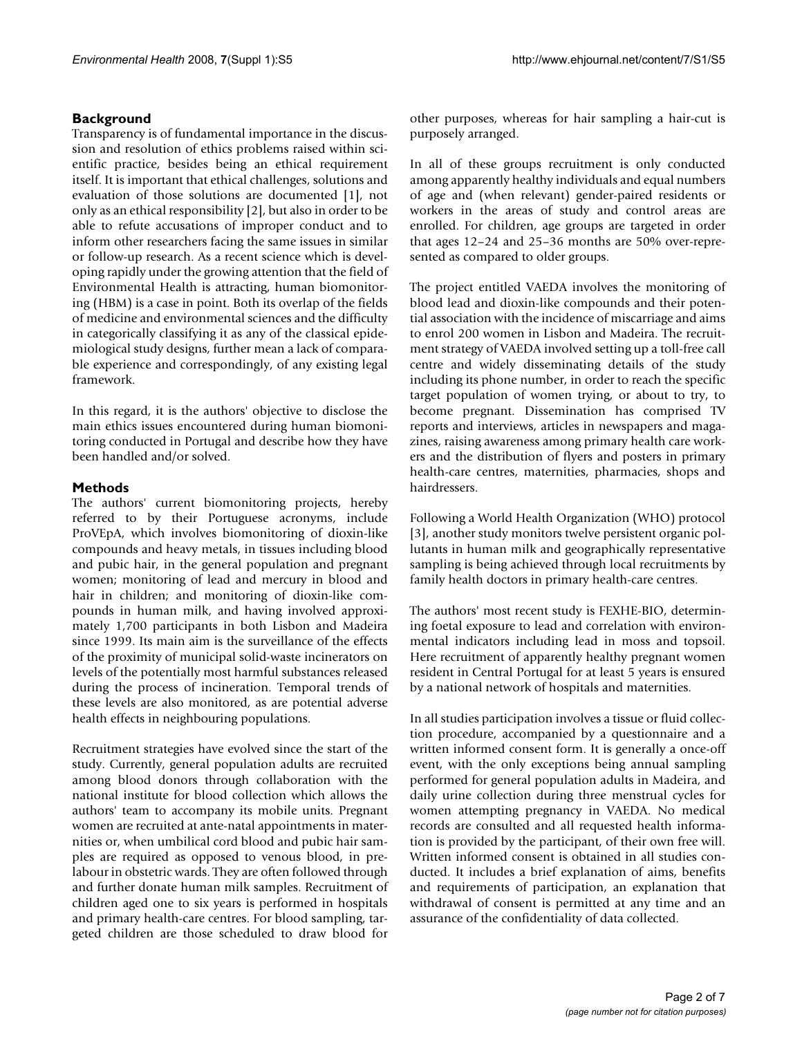## Background

Transparency is of fundamental importance in the discussion and resolution of ethics problems raised within scientific practice, besides being an ethical requirement itself. It is important that ethical challenges, solutions and evaluation of those solutions are documented [1], not only as an ethical responsibility [2], but also in order to be able to refute accusations of improper conduct and to inform other researchers facing the same issues in similar or follow-up research. As a recent science which is developing rapidly under the growing attention that the field of Environmental Health is attracting, human biomonitoring (HBM) is a case in point. Both its overlap of the fields of medicine and environmental sciences and the difficulty in categorically classifying it as any of the classical epidemiological study designs, further mean a lack of comparable experience and correspondingly, of any existing legal framework.

In this regard, it is the authors' objective to disclose the main ethics issues encountered during human biomonitoring conducted in Portugal and describe how they have been handled and/or solved.

## Methods

The authors' current biomonitoring projects, hereby referred to by their Portuguese acronyms, include ProVEpA, which involves biomonitoring of dioxin-like compounds and heavy metals, in tissues including blood and pubic hair, in the general population and pregnant women; monitoring of lead and mercury in blood and hair in children; and monitoring of dioxin-like compounds in human milk, and having involved approximately 1,700 participants in both Lisbon and Madeira since 1999. Its main aim is the surveillance of the effects of the proximity of municipal solid-waste incinerators on levels of the potentially most harmful substances released during the process of incineration. Temporal trends of these levels are also monitored, as are potential adverse health effects in neighbouring populations.

Recruitment strategies have evolved since the start of the study. Currently, general population adults are recruited among blood donors through collaboration with the national institute for blood collection which allows the authors' team to accompany its mobile units. Pregnant women are recruited at ante-natal appointments in maternities or, when umbilical cord blood and pubic hair samples are required as opposed to venous blood, in prelabour in obstetric wards. They are often followed through and further donate human milk samples. Recruitment of children aged one to six years is performed in hospitals and primary health-care centres. For blood sampling, targeted children are those scheduled to draw blood for other purposes, whereas for hair sampling a hair-cut is purposely arranged.

In all of these groups recruitment is only conducted among apparently healthy individuals and equal numbers of age and (when relevant) gender-paired residents or workers in the areas of study and control areas are enrolled. For children, age groups are targeted in order that ages 12–24 and 25–36 months are 50% over-represented as compared to older groups.

The project entitled VAEDA involves the monitoring of blood lead and dioxin-like compounds and their potential association with the incidence of miscarriage and aims to enrol 200 women in Lisbon and Madeira. The recruitment strategy of VAEDA involved setting up a toll-free call centre and widely disseminating details of the study including its phone number, in order to reach the specific target population of women trying, or about to try, to become pregnant. Dissemination has comprised TV reports and interviews, articles in newspapers and magazines, raising awareness among primary health care workers and the distribution of flyers and posters in primary health-care centres, maternities, pharmacies, shops and hairdressers.

Following a World Health Organization (WHO) protocol [3], another study monitors twelve persistent organic pollutants in human milk and geographically representative sampling is being achieved through local recruitments by family health doctors in primary health-care centres.

The authors' most recent study is FEXHE-BIO, determining foetal exposure to lead and correlation with environmental indicators including lead in moss and topsoil. Here recruitment of apparently healthy pregnant women resident in Central Portugal for at least 5 years is ensured by a national network of hospitals and maternities.

In all studies participation involves a tissue or fluid collection procedure, accompanied by a questionnaire and a written informed consent form. It is generally a once-off event, with the only exceptions being annual sampling performed for general population adults in Madeira, and daily urine collection during three menstrual cycles for women attempting pregnancy in VAEDA. No medical records are consulted and all requested health information is provided by the participant, of their own free will. Written informed consent is obtained in all studies conducted. It includes a brief explanation of aims, benefits and requirements of participation, an explanation that withdrawal of consent is permitted at any time and an assurance of the confidentiality of data collected.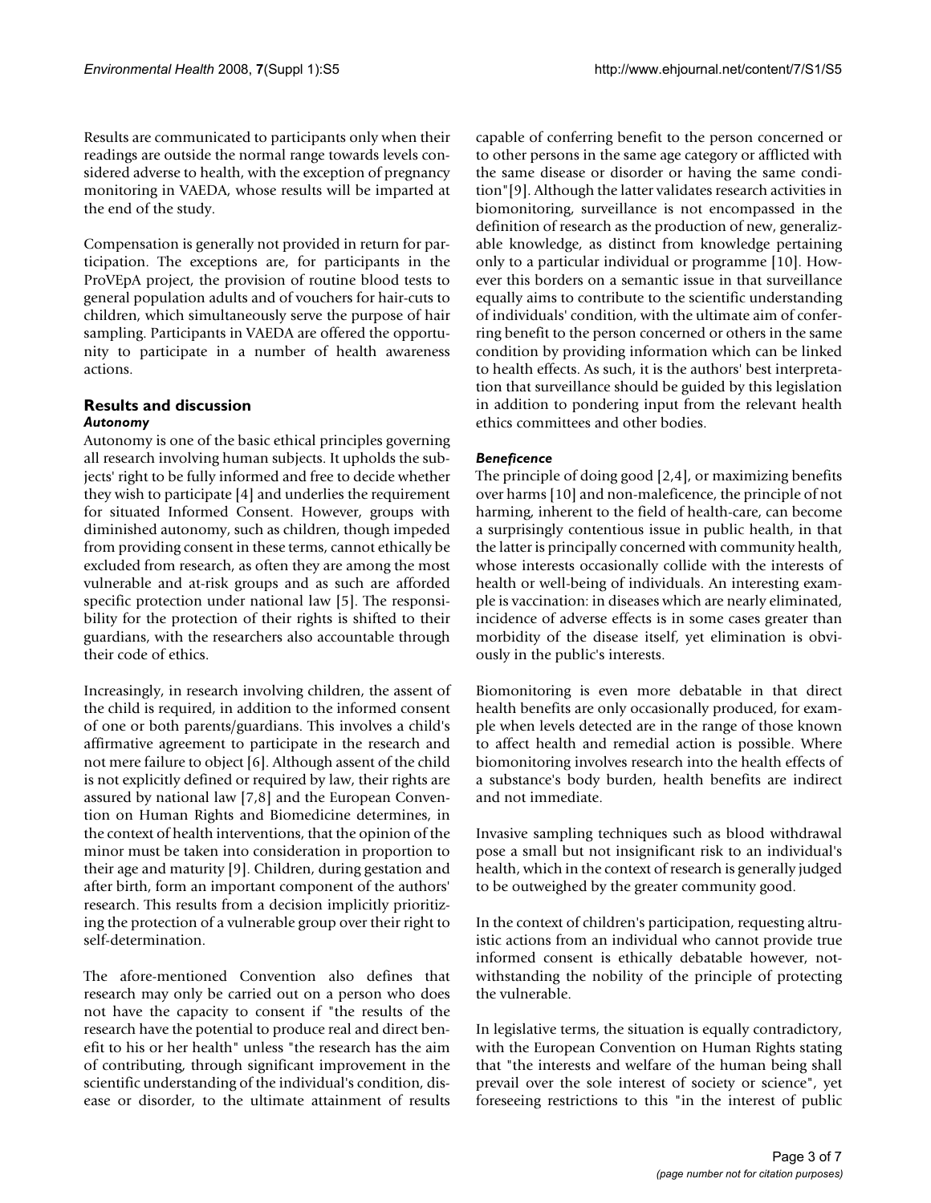Results are communicated to participants only when their readings are outside the normal range towards levels considered adverse to health, with the exception of pregnancy monitoring in VAEDA, whose results will be imparted at the end of the study.

Compensation is generally not provided in return for participation. The exceptions are, for participants in the ProVEpA project, the provision of routine blood tests to general population adults and of vouchers for hair-cuts to children, which simultaneously serve the purpose of hair sampling. Participants in VAEDA are offered the opportunity to participate in a number of health awareness actions.

## Results and discussion

### *Autonomy*

Autonomy is one of the basic ethical principles governing all research involving human subjects. It upholds the subjects' right to be fully informed and free to decide whether they wish to participate [4] and underlies the requirement for situated Informed Consent. However, groups with diminished autonomy, such as children, though impeded from providing consent in these terms, cannot ethically be excluded from research, as often they are among the most vulnerable and at-risk groups and as such are afforded specific protection under national law [5]. The responsibility for the protection of their rights is shifted to their guardians, with the researchers also accountable through their code of ethics.

Increasingly, in research involving children, the assent of the child is required, in addition to the informed consent of one or both parents/guardians. This involves a child's affirmative agreement to participate in the research and not mere failure to object [6]. Although assent of the child is not explicitly defined or required by law, their rights are assured by national law [7,8] and the European Convention on Human Rights and Biomedicine determines, in the context of health interventions, that the opinion of the minor must be taken into consideration in proportion to their age and maturity [9]. Children, during gestation and after birth, form an important component of the authors' research. This results from a decision implicitly prioritizing the protection of a vulnerable group over their right to self-determination.

The afore-mentioned Convention also defines that research may only be carried out on a person who does not have the capacity to consent if "the results of the research have the potential to produce real and direct benefit to his or her health" unless "the research has the aim of contributing, through significant improvement in the scientific understanding of the individual's condition, disease or disorder, to the ultimate attainment of results capable of conferring benefit to the person concerned or to other persons in the same age category or afflicted with the same disease or disorder or having the same condition"[9]. Although the latter validates research activities in biomonitoring, surveillance is not encompassed in the definition of research as the production of new, generalizable knowledge, as distinct from knowledge pertaining only to a particular individual or programme [10]. However this borders on a semantic issue in that surveillance equally aims to contribute to the scientific understanding of individuals' condition, with the ultimate aim of conferring benefit to the person concerned or others in the same condition by providing information which can be linked to health effects. As such, it is the authors' best interpretation that surveillance should be guided by this legislation in addition to pondering input from the relevant health ethics committees and other bodies.

### *Beneficence*

The principle of doing good [2,4], or maximizing benefits over harms [10] and non-maleficence, the principle of not harming, inherent to the field of health-care, can become a surprisingly contentious issue in public health, in that the latter is principally concerned with community health, whose interests occasionally collide with the interests of health or well-being of individuals. An interesting example is vaccination: in diseases which are nearly eliminated, incidence of adverse effects is in some cases greater than morbidity of the disease itself, yet elimination is obviously in the public's interests.

Biomonitoring is even more debatable in that direct health benefits are only occasionally produced, for example when levels detected are in the range of those known to affect health and remedial action is possible. Where biomonitoring involves research into the health effects of a substance's body burden, health benefits are indirect and not immediate.

Invasive sampling techniques such as blood withdrawal pose a small but not insignificant risk to an individual's health, which in the context of research is generally judged to be outweighed by the greater community good.

In the context of children's participation, requesting altruistic actions from an individual who cannot provide true informed consent is ethically debatable however, notwithstanding the nobility of the principle of protecting the vulnerable.

In legislative terms, the situation is equally contradictory, with the European Convention on Human Rights stating that "the interests and welfare of the human being shall prevail over the sole interest of society or science", yet foreseeing restrictions to this "in the interest of public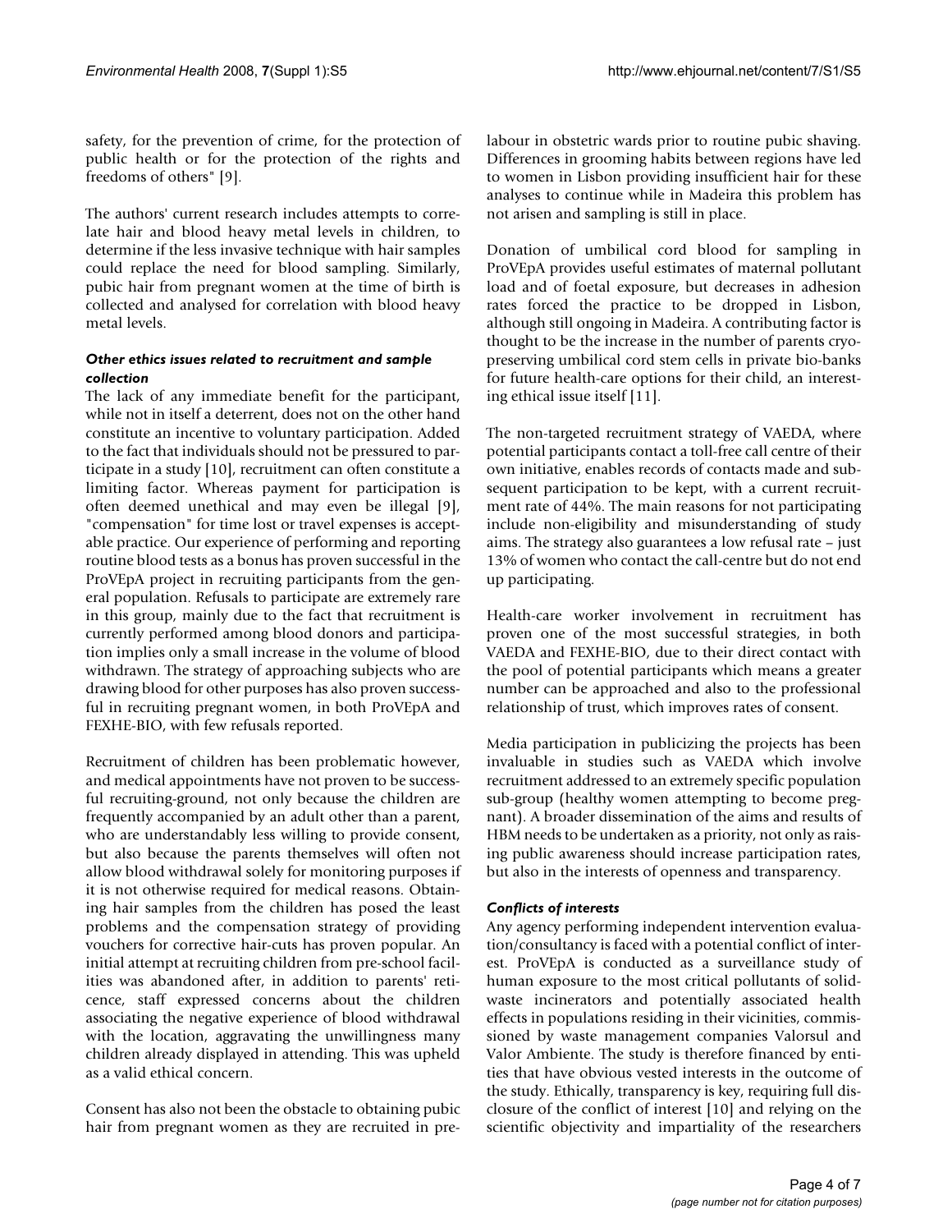safety, for the prevention of crime, for the protection of public health or for the protection of the rights and freedoms of others" [9].

The authors' current research includes attempts to correlate hair and blood heavy metal levels in children, to determine if the less invasive technique with hair samples could replace the need for blood sampling. Similarly, pubic hair from pregnant women at the time of birth is collected and analysed for correlation with blood heavy metal levels.

### *Other ethics issues related to recruitment and sample collection*

The lack of any immediate benefit for the participant, while not in itself a deterrent, does not on the other hand constitute an incentive to voluntary participation. Added to the fact that individuals should not be pressured to participate in a study [10], recruitment can often constitute a limiting factor. Whereas payment for participation is often deemed unethical and may even be illegal [9], "compensation" for time lost or travel expenses is acceptable practice. Our experience of performing and reporting routine blood tests as a bonus has proven successful in the ProVEpA project in recruiting participants from the general population. Refusals to participate are extremely rare in this group, mainly due to the fact that recruitment is currently performed among blood donors and participation implies only a small increase in the volume of blood withdrawn. The strategy of approaching subjects who are drawing blood for other purposes has also proven successful in recruiting pregnant women, in both ProVEpA and FEXHE-BIO, with few refusals reported.

Recruitment of children has been problematic however, and medical appointments have not proven to be successful recruiting-ground, not only because the children are frequently accompanied by an adult other than a parent, who are understandably less willing to provide consent, but also because the parents themselves will often not allow blood withdrawal solely for monitoring purposes if it is not otherwise required for medical reasons. Obtaining hair samples from the children has posed the least problems and the compensation strategy of providing vouchers for corrective hair-cuts has proven popular. An initial attempt at recruiting children from pre-school facilities was abandoned after, in addition to parents' reticence, staff expressed concerns about the children associating the negative experience of blood withdrawal with the location, aggravating the unwillingness many children already displayed in attending. This was upheld as a valid ethical concern.

Consent has also not been the obstacle to obtaining pubic hair from pregnant women as they are recruited in pre-labour in obstetric wards prior to routine pubic shaving. Differences in grooming habits between regions have led to women in Lisbon providing insufficient hair for these analyses to continue while in Madeira this problem has not arisen and sampling is still in place.

Donation of umbilical cord blood for sampling in ProVEpA provides useful estimates of maternal pollutant load and of foetal exposure, but decreases in adhesion rates forced the practice to be dropped in Lisbon, although still ongoing in Madeira. A contributing factor is thought to be the increase in the number of parents cryopreserving umbilical cord stem cells in private bio-banks for future health-care options for their child, an interesting ethical issue itself [11].

The non-targeted recruitment strategy of VAEDA, where potential participants contact a toll-free call centre of their own initiative, enables records of contacts made and subsequent participation to be kept, with a current recruitment rate of 44%. The main reasons for not participating include non-eligibility and misunderstanding of study aims. The strategy also guarantees a low refusal rate – just 13% of women who contact the call-centre but do not end up participating.

Health-care worker involvement in recruitment has proven one of the most successful strategies, in both VAEDA and FEXHE-BIO, due to their direct contact with the pool of potential participants which means a greater number can be approached and also to the professional relationship of trust, which improves rates of consent.

Media participation in publicizing the projects has been invaluable in studies such as VAEDA which involve recruitment addressed to an extremely specific population sub-group (healthy women attempting to become pregnant). A broader dissemination of the aims and results of HBM needs to be undertaken as a priority, not only as raising public awareness should increase participation rates, but also in the interests of openness and transparency.

### *Conflicts of interests*

Any agency performing independent intervention evaluation/consultancy is faced with a potential conflict of interest. ProVEpA is conducted as a surveillance study of human exposure to the most critical pollutants of solid-waste incinerators and potentially associated health effects in populations residing in their vicinities, commissioned by waste management companies Valorsul and Valor Ambiente. The study is therefore financed by entities that have obvious vested interests in the outcome of the study. Ethically, transparency is key, requiring full disclosure of the conflict of interest [10] and relying on the scientific objectivity and impartiality of the researchers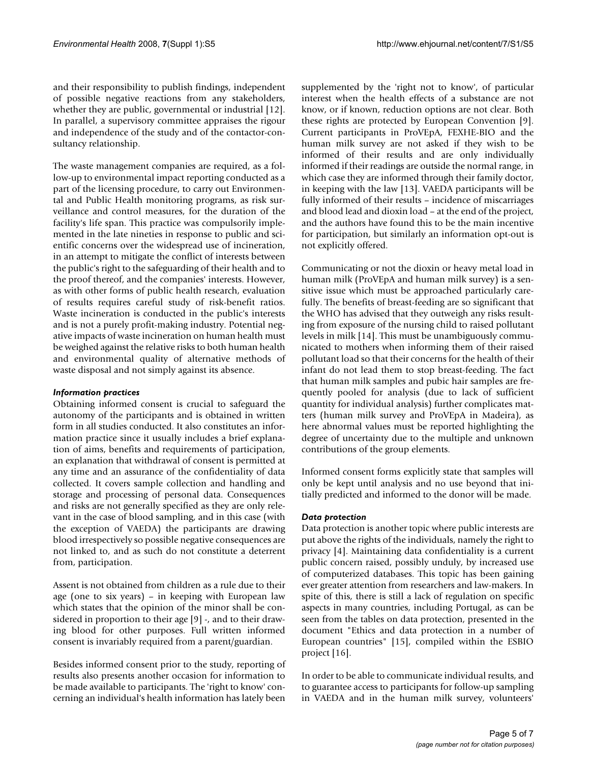and their responsibility to publish findings, independent of possible negative reactions from any stakeholders, whether they are public, governmental or industrial [12]. In parallel, a supervisory committee appraises the rigour and independence of the study and of the contactor-consultancy relationship.

The waste management companies are required, as a follow-up to environmental impact reporting conducted as a part of the licensing procedure, to carry out Environmental and Public Health monitoring programs, as risk surveillance and control measures, for the duration of the facility's life span. This practice was compulsorily implemented in the late nineties in response to public and scientific concerns over the widespread use of incineration, in an attempt to mitigate the conflict of interests between the public's right to the safeguarding of their health and to the proof thereof, and the companies' interests. However, as with other forms of public health research, evaluation of results requires careful study of risk-benefit ratios. Waste incineration is conducted in the public's interests and is not a purely profit-making industry. Potential negative impacts of waste incineration on human health must be weighed against the relative risks to both human health and environmental quality of alternative methods of waste disposal and not simply against its absence.

### *Information practices*

Obtaining informed consent is crucial to safeguard the autonomy of the participants and is obtained in written form in all studies conducted. It also constitutes an information practice since it usually includes a brief explanation of aims, benefits and requirements of participation, an explanation that withdrawal of consent is permitted at any time and an assurance of the confidentiality of data collected. It covers sample collection and handling and storage and processing of personal data. Consequences and risks are not generally specified as they are only relevant in the case of blood sampling, and in this case (with the exception of VAEDA) the participants are drawing blood irrespectively so possible negative consequences are not linked to, and as such do not constitute a deterrent from, participation.

Assent is not obtained from children as a rule due to their age (one to six years) – in keeping with European law which states that the opinion of the minor shall be considered in proportion to their age [9] -, and to their drawing blood for other purposes. Full written informed consent is invariably required from a parent/guardian.

Besides informed consent prior to the study, reporting of results also presents another occasion for information to be made available to participants. The 'right to know' concerning an individual's health information has lately been supplemented by the 'right not to know', of particular interest when the health effects of a substance are not know, or if known, reduction options are not clear. Both these rights are protected by European Convention [9]. Current participants in ProVEpA, FEXHE-BIO and the human milk survey are not asked if they wish to be informed of their results and are only individually informed if their readings are outside the normal range, in which case they are informed through their family doctor, in keeping with the law [13]. VAEDA participants will be fully informed of their results – incidence of miscarriages and blood lead and dioxin load – at the end of the project, and the authors have found this to be the main incentive for participation, but similarly an information opt-out is not explicitly offered.

Communicating or not the dioxin or heavy metal load in human milk (ProVEpA and human milk survey) is a sensitive issue which must be approached particularly carefully. The benefits of breast-feeding are so significant that the WHO has advised that they outweigh any risks resulting from exposure of the nursing child to raised pollutant levels in milk [14]. This must be unambiguously communicated to mothers when informing them of their raised pollutant load so that their concerns for the health of their infant do not lead them to stop breast-feeding. The fact that human milk samples and pubic hair samples are frequently pooled for analysis (due to lack of sufficient quantity for individual analysis) further complicates matters (human milk survey and ProVEpA in Madeira), as here abnormal values must be reported highlighting the degree of uncertainty due to the multiple and unknown contributions of the group elements.

Informed consent forms explicitly state that samples will only be kept until analysis and no use beyond that initially predicted and informed to the donor will be made.

### *Data protection*

Data protection is another topic where public interests are put above the rights of the individuals, namely the right to privacy [4]. Maintaining data confidentiality is a current public concern raised, possibly unduly, by increased use of computerized databases. This topic has been gaining ever greater attention from researchers and law-makers. In spite of this, there is still a lack of regulation on specific aspects in many countries, including Portugal, as can be seen from the tables on data protection, presented in the document "Ethics and data protection in a number of European countries" [15], compiled within the ESBIO project [16].

In order to be able to communicate individual results, and to guarantee access to participants for follow-up sampling in VAEDA and in the human milk survey, volunteers'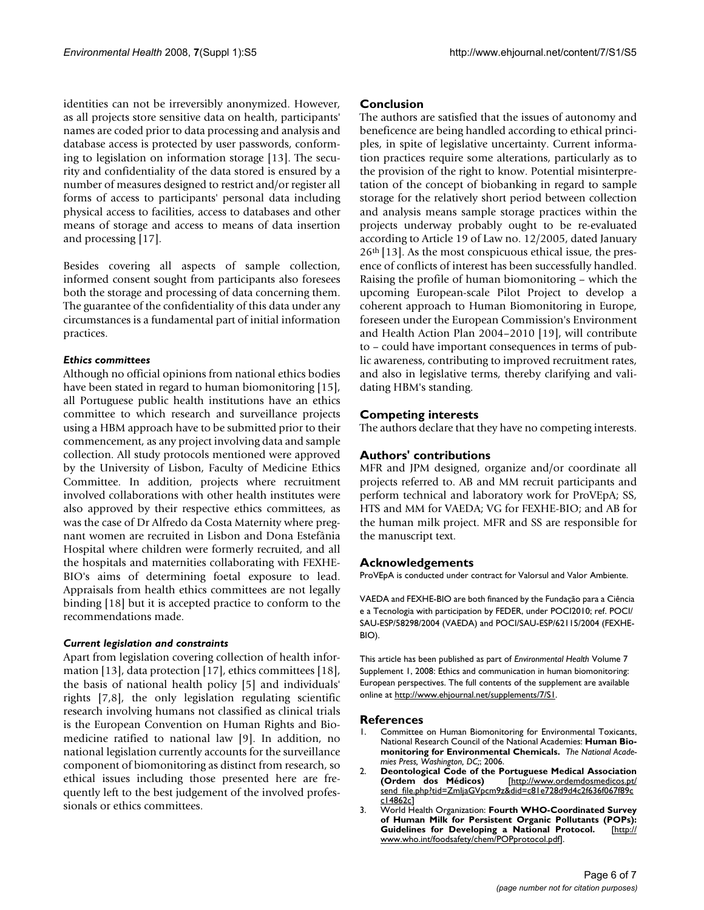identities can not be irreversibly anonymized. However, as all projects store sensitive data on health, participants' names are coded prior to data processing and analysis and database access is protected by user passwords, conforming to legislation on information storage [13]. The security and confidentiality of the data stored is ensured by a number of measures designed to restrict and/or register all forms of access to participants' personal data including physical access to facilities, access to databases and other means of storage and access to means of data insertion and processing [17].

Besides covering all aspects of sample collection, informed consent sought from participants also foresees both the storage and processing of data concerning them. The guarantee of the confidentiality of this data under any circumstances is a fundamental part of initial information practices.

### *Ethics committees*

Although no official opinions from national ethics bodies have been stated in regard to human biomonitoring [15], all Portuguese public health institutions have an ethics committee to which research and surveillance projects using a HBM approach have to be submitted prior to their commencement, as any project involving data and sample collection. All study protocols mentioned were approved by the University of Lisbon, Faculty of Medicine Ethics Committee. In addition, projects where recruitment involved collaborations with other health institutes were also approved by their respective ethics committees, as was the case of Dr Alfredo da Costa Maternity where pregnant women are recruited in Lisbon and Dona Estefânia Hospital where children were formerly recruited, and all the hospitals and maternities collaborating with FEXHE-BIO's aims of determining foetal exposure to lead. Appraisals from health ethics committees are not legally binding [18] but it is accepted practice to conform to the recommendations made.

### *Current legislation and constraints*

Apart from legislation covering collection of health information [13], data protection [17], ethics committees [18], the basis of national health policy [5] and individuals' rights [7,8], the only legislation regulating scientific research involving humans not classified as clinical trials is the European Convention on Human Rights and Biomedicine ratified to national law [9]. In addition, no national legislation currently accounts for the surveillance component of biomonitoring as distinct from research, so ethical issues including those presented here are frequently left to the best judgement of the involved professionals or ethics committees.

## Conclusion

The authors are satisfied that the issues of autonomy and beneficence are being handled according to ethical principles, in spite of legislative uncertainty. Current information practices require some alterations, particularly as to the provision of the right to know. Potential misinterpretation of the concept of biobanking in regard to sample storage for the relatively short period between collection and analysis means sample storage practices within the projects underway probably ought to be re-evaluated according to Article 19 of Law no. 12/2005, dated January 26th [13]. As the most conspicuous ethical issue, the presence of conflicts of interest has been successfully handled. Raising the profile of human biomonitoring – which the upcoming European-scale Pilot Project to develop a coherent approach to Human Biomonitoring in Europe, foreseen under the European Commission's Environment and Health Action Plan 2004–2010 [19], will contribute to – could have important consequences in terms of public awareness, contributing to improved recruitment rates, and also in legislative terms, thereby clarifying and validating HBM's standing.

## Competing interests

The authors declare that they have no competing interests.

## Authors' contributions

MFR and JPM designed, organize and/or coordinate all projects referred to. AB and MM recruit participants and perform technical and laboratory work for ProVEpA; SS, HTS and MM for VAEDA; VG for FEXHE-BIO; and AB for the human milk project. MFR and SS are responsible for the manuscript text.

## Acknowledgements

ProVEpA is conducted under contract for Valorsul and Valor Ambiente.

VAEDA and FEXHE-BIO are both financed by the Fundação para a Ciência e a Tecnologia with participation by FEDER, under POCI2010; ref. POCI/SAU-ESP/58298/2004 (VAEDA) and POCI/SAU-ESP/62115/2004 (FEXHE-BIO).

This article has been published as part of *Environmental Health* Volume 7 Supplement 1, 2008: Ethics and communication in human biomonitoring: European perspectives. The full contents of the supplement are available online at http://www.ehjournal.net/supplements/7/S1.

## References

1. Committee on Human Biomonitoring for Environmental Toxicants, National Research Council of the National Academies: **Human Biomonitoring for Environmental Chemicals.** *The National Academies Press, Washington, DC;*; 2006.
2. **Deontological Code of the Portuguese Medical Association (Ordem dos Médicos)** [http://www.ordemdosmedicos.pt/send_file.php?tid=ZmljaGVpcm9z&did=c81e728d9d4c2f636f067f89cc14862c]
3. World Health Organization: **Fourth WHO-Coordinated Survey of Human Milk for Persistent Organic Pollutants (POPs): Guidelines for Developing a National Protocol.** [http://www.who.int/foodsafety/chem/POPprotocol.pdf].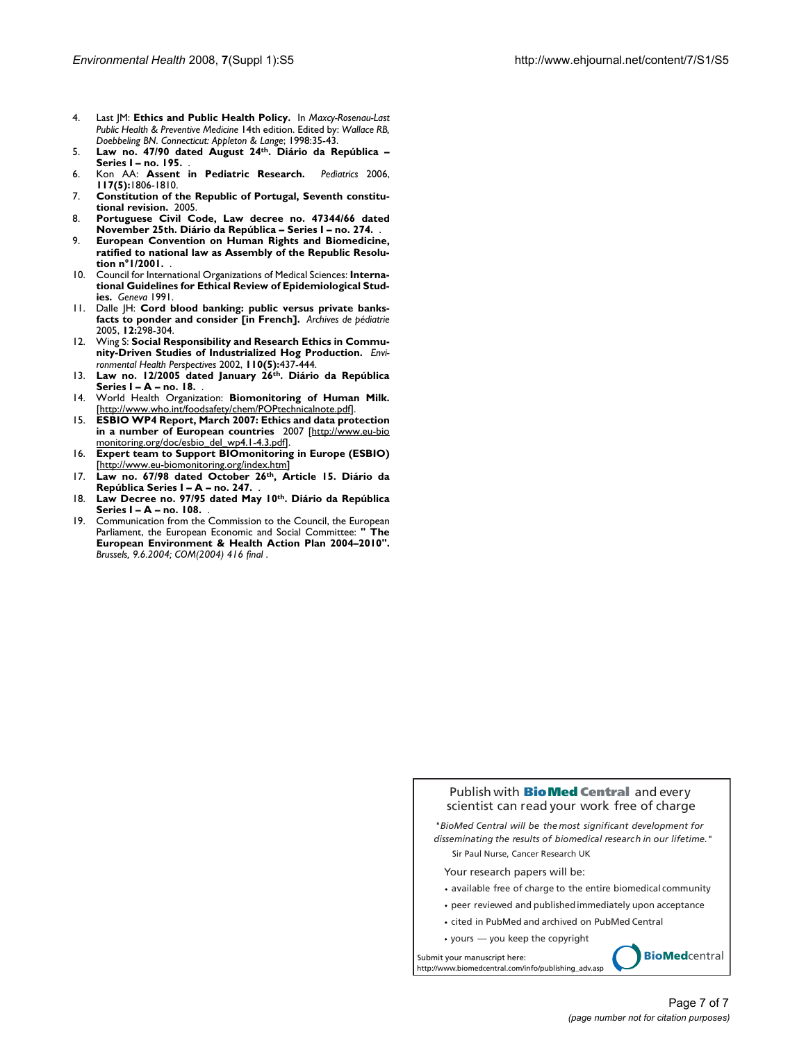4. Last JM: **Ethics and Public Health Policy.** In *Maxcy-Rosenau-Last Public Health & Preventive Medicine* 14th edition. Edited by: *Wallace RB, Doebbeling BN. Connecticut: Appleton & Lange*; 1998:35-43.
5. **Law no. 47/90 dated August 24th. Diário da República – Series I – no. 195.** .
6. Kon AA: **Assent in Pediatric Research.** *Pediatrics* 2006, **117(5):**1806-1810.
7. **Constitution of the Republic of Portugal, Seventh constitutional revision.** 2005.
8. **Portuguese Civil Code, Law decree no. 47344/66 dated November 25th. Diário da República – Series I – no. 274.** .
9. **European Convention on Human Rights and Biomedicine, ratified to national law as Assembly of the Republic Resolution n°1/2001.** .
10. Council for International Organizations of Medical Sciences: **International Guidelines for Ethical Review of Epidemiological Studies.** *Geneva* 1991.
11. Dalle JH: **Cord blood banking: public versus private banks-facts to ponder and consider [in French].** *Archives de pédiatrie* 2005, **12:**298-304.
12. Wing S: **Social Responsibility and Research Ethics in Community-Driven Studies of Industrialized Hog Production.** *Environmental Health Perspectives* 2002, **110(5):**437-444.
13. **Law no. 12/2005 dated January 26th. Diário da República Series I – A – no. 18.** .
14. World Health Organization: **Biomonitoring of Human Milk.** [http://www.who.int/foodsafety/chem/POPtechnicalnote.pdf].
15. **ESBIO WP4 Report, March 2007: Ethics and data protection in a number of European countries** 2007 [http://www.eu-biomonitoring.org/doc/esbio_del_wp4.1-4.3.pdf].
16. **Expert team to Support BIOmonitoring in Europe (ESBIO)** [http://www.eu-biomonitoring.org/index.htm]
17. **Law no. 67/98 dated October 26th, Article 15. Diário da República Series I – A – no. 247.** .
18. **Law Decree no. 97/95 dated May 10th. Diário da República Series I – A – no. 108.** .
19. Communication from the Commission to the Council, the European Parliament, the European Economic and Social Committee: **" The European Environment & Health Action Plan 2004–2010".** *Brussels, 9.6.2004; COM(2004) 416 final* .